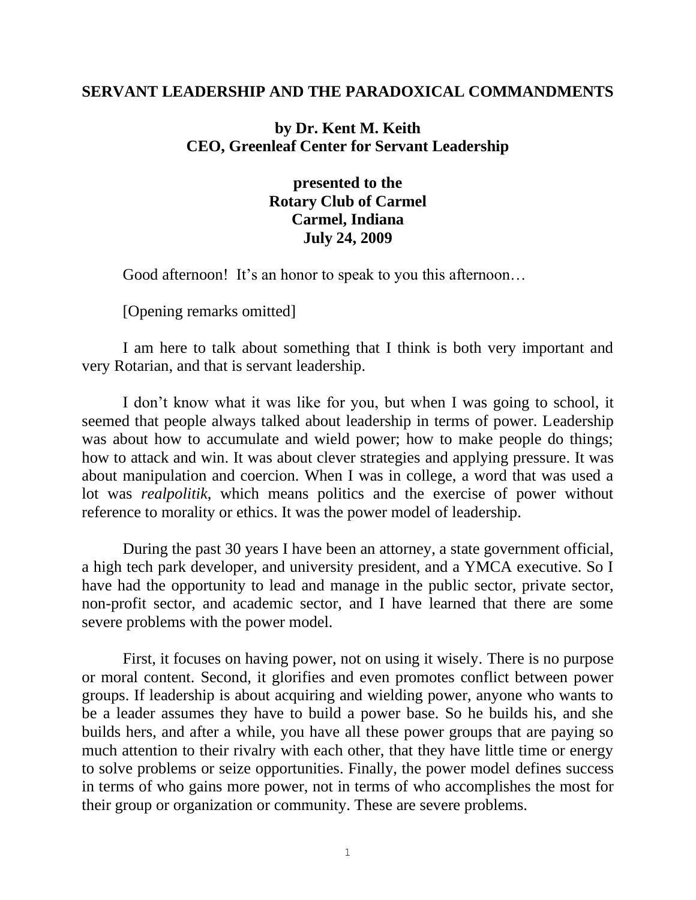# SERVANT LEADERSHIP AND THE PARADOXICAL COMMANDMENTS

**by Dr. Kent M. Keith**
**CEO, Greenleaf Center for Servant Leadership**

**presented to the**
**Rotary Club of Carmel**
**Carmel, Indiana**
**July 24, 2009**

Good afternoon! It's an honor to speak to you this afternoon…

[Opening remarks omitted]

I am here to talk about something that I think is both very important and very Rotarian, and that is servant leadership.

I don't know what it was like for you, but when I was going to school, it seemed that people always talked about leadership in terms of power. Leadership was about how to accumulate and wield power; how to make people do things; how to attack and win. It was about clever strategies and applying pressure. It was about manipulation and coercion. When I was in college, a word that was used a lot was *realpolitik*, which means politics and the exercise of power without reference to morality or ethics. It was the power model of leadership.

During the past 30 years I have been an attorney, a state government official, a high tech park developer, and university president, and a YMCA executive. So I have had the opportunity to lead and manage in the public sector, private sector, non-profit sector, and academic sector, and I have learned that there are some severe problems with the power model.

First, it focuses on having power, not on using it wisely. There is no purpose or moral content. Second, it glorifies and even promotes conflict between power groups. If leadership is about acquiring and wielding power, anyone who wants to be a leader assumes they have to build a power base. So he builds his, and she builds hers, and after a while, you have all these power groups that are paying so much attention to their rivalry with each other, that they have little time or energy to solve problems or seize opportunities. Finally, the power model defines success in terms of who gains more power, not in terms of who accomplishes the most for their group or organization or community. These are severe problems.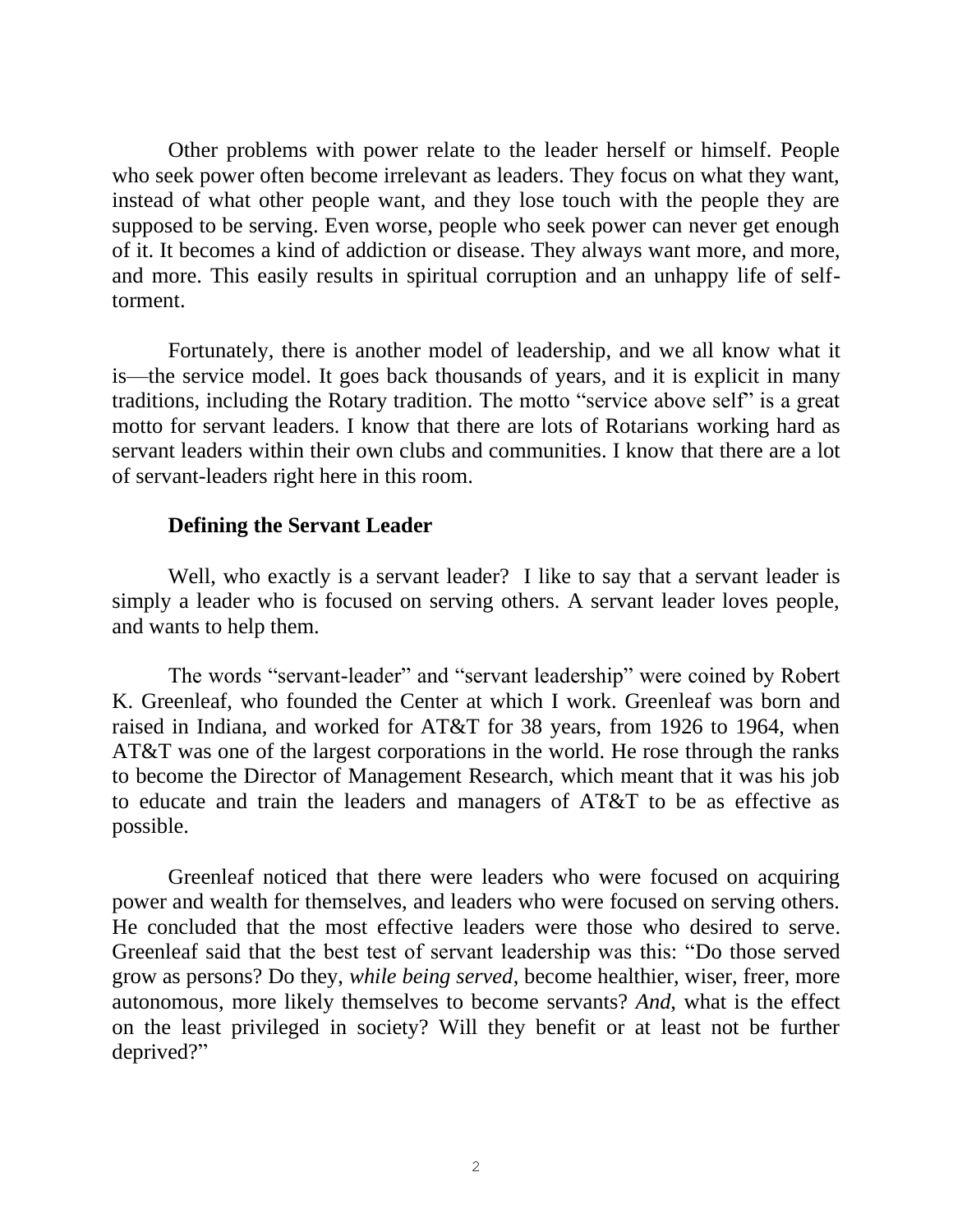Other problems with power relate to the leader herself or himself. People who seek power often become irrelevant as leaders. They focus on what they want, instead of what other people want, and they lose touch with the people they are supposed to be serving. Even worse, people who seek power can never get enough of it. It becomes a kind of addiction or disease. They always want more, and more, and more. This easily results in spiritual corruption and an unhappy life of self-torment.

Fortunately, there is another model of leadership, and we all know what it is—the service model. It goes back thousands of years, and it is explicit in many traditions, including the Rotary tradition. The motto "service above self" is a great motto for servant leaders. I know that there are lots of Rotarians working hard as servant leaders within their own clubs and communities. I know that there are a lot of servant-leaders right here in this room.

### Defining the Servant Leader

Well, who exactly is a servant leader? I like to say that a servant leader is simply a leader who is focused on serving others. A servant leader loves people, and wants to help them.

The words "servant-leader" and "servant leadership" were coined by Robert K. Greenleaf, who founded the Center at which I work. Greenleaf was born and raised in Indiana, and worked for AT&T for 38 years, from 1926 to 1964, when AT&T was one of the largest corporations in the world. He rose through the ranks to become the Director of Management Research, which meant that it was his job to educate and train the leaders and managers of AT&T to be as effective as possible.

Greenleaf noticed that there were leaders who were focused on acquiring power and wealth for themselves, and leaders who were focused on serving others. He concluded that the most effective leaders were those who desired to serve. Greenleaf said that the best test of servant leadership was this: "Do those served grow as persons? Do they, *while being served*, become healthier, wiser, freer, more autonomous, more likely themselves to become servants? *And*, what is the effect on the least privileged in society? Will they benefit or at least not be further deprived?"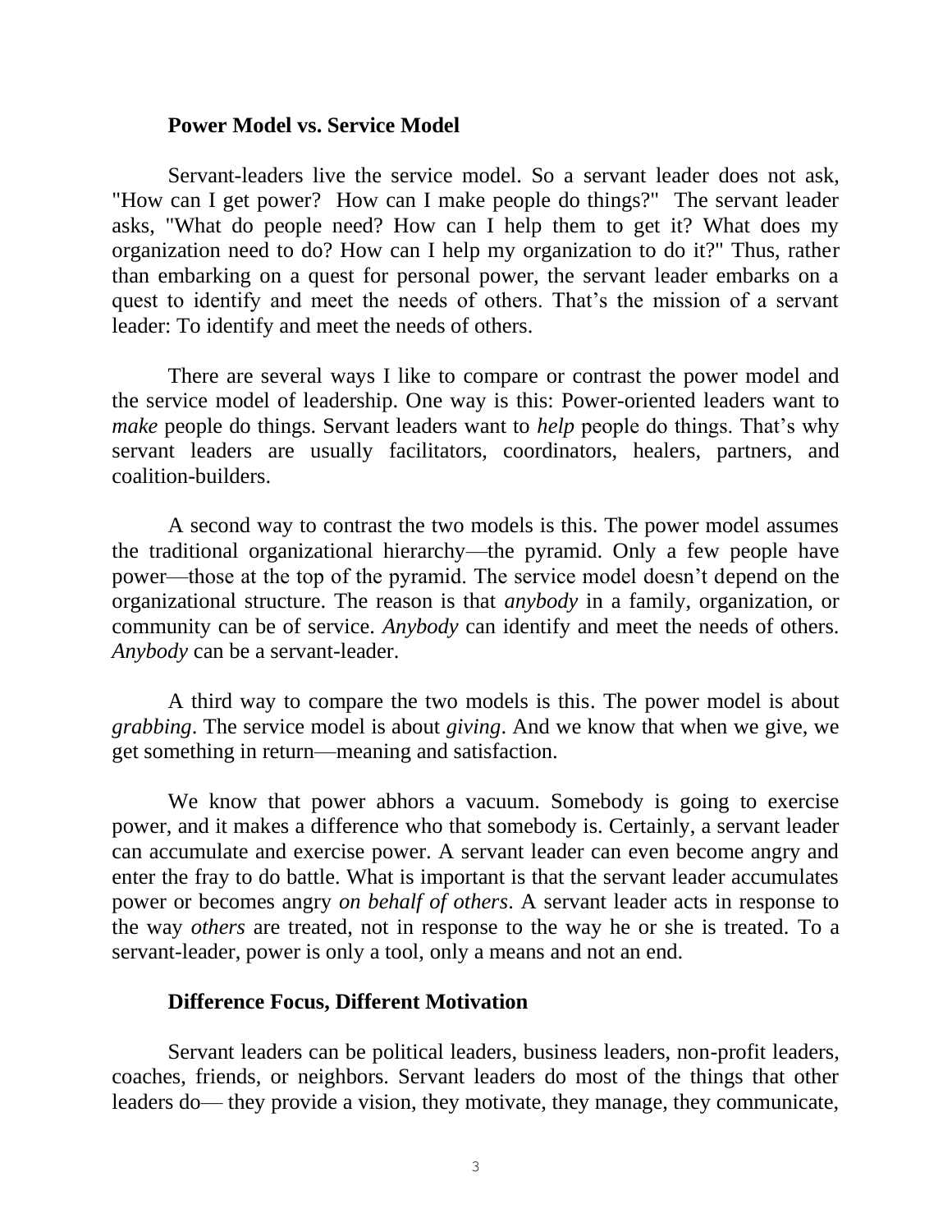**Power Model vs. Service Model**

Servant-leaders live the service model. So a servant leader does not ask, "How can I get power? How can I make people do things?" The servant leader asks, "What do people need? How can I help them to get it? What does my organization need to do? How can I help my organization to do it?" Thus, rather than embarking on a quest for personal power, the servant leader embarks on a quest to identify and meet the needs of others. That's the mission of a servant leader: To identify and meet the needs of others.

There are several ways I like to compare or contrast the power model and the service model of leadership. One way is this: Power-oriented leaders want to *make* people do things. Servant leaders want to *help* people do things. That's why servant leaders are usually facilitators, coordinators, healers, partners, and coalition-builders.

A second way to contrast the two models is this. The power model assumes the traditional organizational hierarchy—the pyramid. Only a few people have power—those at the top of the pyramid. The service model doesn't depend on the organizational structure. The reason is that *anybody* in a family, organization, or community can be of service. *Anybody* can identify and meet the needs of others. *Anybody* can be a servant-leader.

A third way to compare the two models is this. The power model is about *grabbing*. The service model is about *giving*. And we know that when we give, we get something in return—meaning and satisfaction.

We know that power abhors a vacuum. Somebody is going to exercise power, and it makes a difference who that somebody is. Certainly, a servant leader can accumulate and exercise power. A servant leader can even become angry and enter the fray to do battle. What is important is that the servant leader accumulates power or becomes angry *on behalf of others*. A servant leader acts in response to the way *others* are treated, not in response to the way he or she is treated. To a servant-leader, power is only a tool, only a means and not an end.

**Difference Focus, Different Motivation**

Servant leaders can be political leaders, business leaders, non-profit leaders, coaches, friends, or neighbors. Servant leaders do most of the things that other leaders do— they provide a vision, they motivate, they manage, they communicate,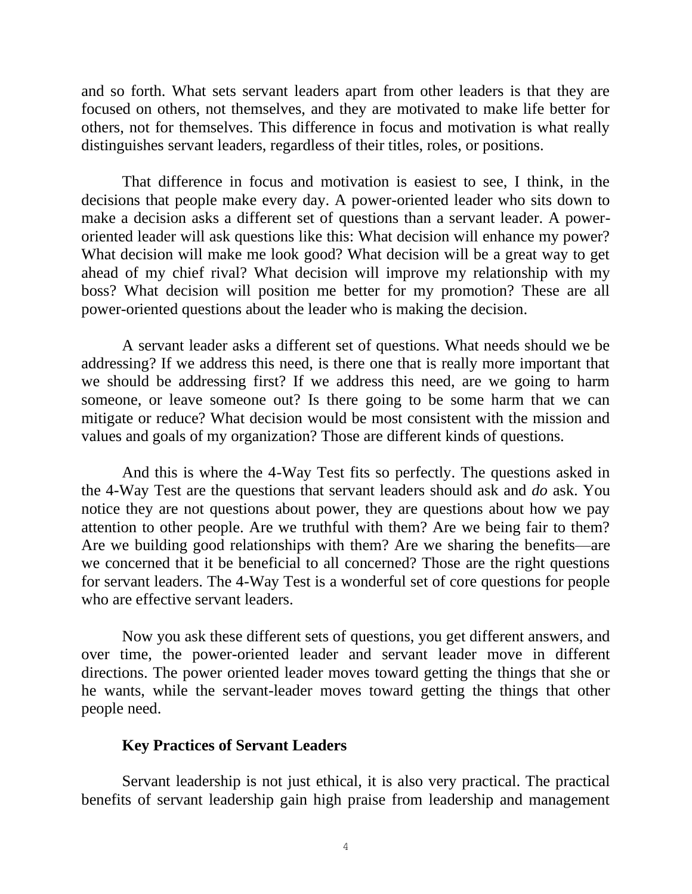and so forth. What sets servant leaders apart from other leaders is that they are focused on others, not themselves, and they are motivated to make life better for others, not for themselves. This difference in focus and motivation is what really distinguishes servant leaders, regardless of their titles, roles, or positions.

That difference in focus and motivation is easiest to see, I think, in the decisions that people make every day. A power-oriented leader who sits down to make a decision asks a different set of questions than a servant leader. A power-oriented leader will ask questions like this: What decision will enhance my power? What decision will make me look good? What decision will be a great way to get ahead of my chief rival? What decision will improve my relationship with my boss? What decision will position me better for my promotion? These are all power-oriented questions about the leader who is making the decision.

A servant leader asks a different set of questions. What needs should we be addressing? If we address this need, is there one that is really more important that we should be addressing first? If we address this need, are we going to harm someone, or leave someone out? Is there going to be some harm that we can mitigate or reduce? What decision would be most consistent with the mission and values and goals of my organization? Those are different kinds of questions.

And this is where the 4-Way Test fits so perfectly. The questions asked in the 4-Way Test are the questions that servant leaders should ask and *do* ask. You notice they are not questions about power, they are questions about how we pay attention to other people. Are we truthful with them? Are we being fair to them? Are we building good relationships with them? Are we sharing the benefits—are we concerned that it be beneficial to all concerned? Those are the right questions for servant leaders. The 4-Way Test is a wonderful set of core questions for people who are effective servant leaders.

Now you ask these different sets of questions, you get different answers, and over time, the power-oriented leader and servant leader move in different directions. The power oriented leader moves toward getting the things that she or he wants, while the servant-leader moves toward getting the things that other people need.

### Key Practices of Servant Leaders

Servant leadership is not just ethical, it is also very practical. The practical benefits of servant leadership gain high praise from leadership and management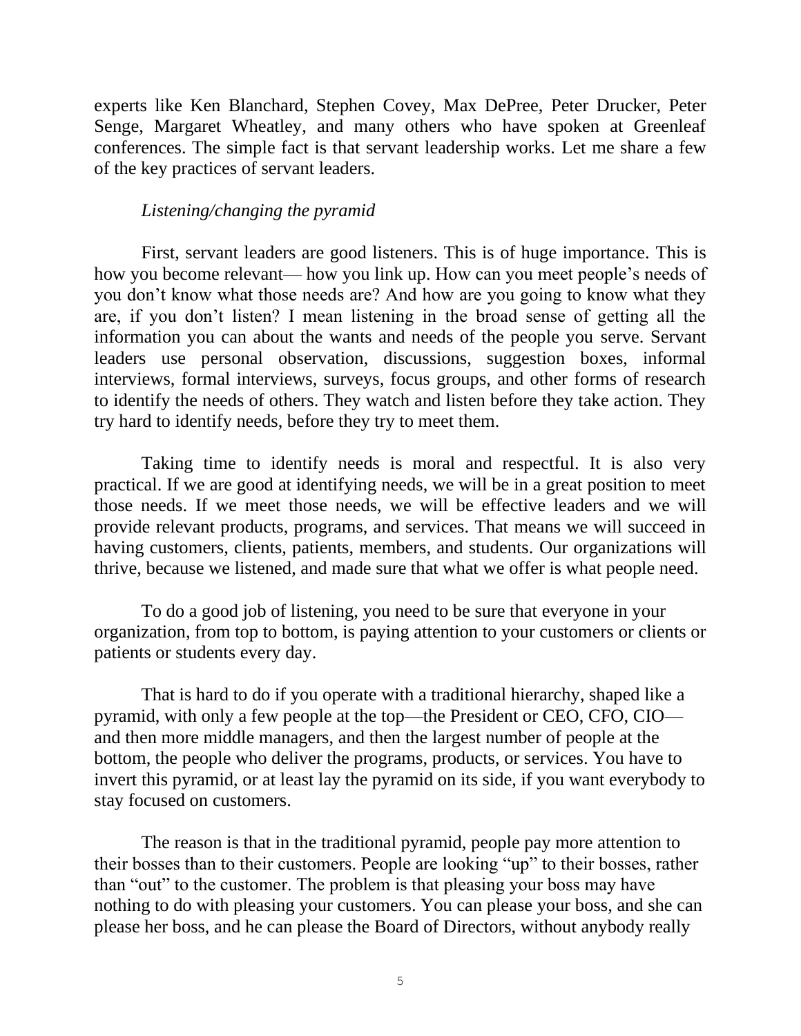experts like Ken Blanchard, Stephen Covey, Max DePree, Peter Drucker, Peter Senge, Margaret Wheatley, and many others who have spoken at Greenleaf conferences. The simple fact is that servant leadership works. Let me share a few of the key practices of servant leaders.

*Listening/changing the pyramid*

First, servant leaders are good listeners. This is of huge importance. This is how you become relevant— how you link up. How can you meet people's needs of you don't know what those needs are? And how are you going to know what they are, if you don't listen? I mean listening in the broad sense of getting all the information you can about the wants and needs of the people you serve. Servant leaders use personal observation, discussions, suggestion boxes, informal interviews, formal interviews, surveys, focus groups, and other forms of research to identify the needs of others. They watch and listen before they take action. They try hard to identify needs, before they try to meet them.

Taking time to identify needs is moral and respectful. It is also very practical. If we are good at identifying needs, we will be in a great position to meet those needs. If we meet those needs, we will be effective leaders and we will provide relevant products, programs, and services. That means we will succeed in having customers, clients, patients, members, and students. Our organizations will thrive, because we listened, and made sure that what we offer is what people need.

To do a good job of listening, you need to be sure that everyone in your organization, from top to bottom, is paying attention to your customers or clients or patients or students every day.

That is hard to do if you operate with a traditional hierarchy, shaped like a pyramid, with only a few people at the top—the President or CEO, CFO, CIO—and then more middle managers, and then the largest number of people at the bottom, the people who deliver the programs, products, or services. You have to invert this pyramid, or at least lay the pyramid on its side, if you want everybody to stay focused on customers.

The reason is that in the traditional pyramid, people pay more attention to their bosses than to their customers. People are looking "up" to their bosses, rather than "out" to the customer. The problem is that pleasing your boss may have nothing to do with pleasing your customers. You can please your boss, and she can please her boss, and he can please the Board of Directors, without anybody really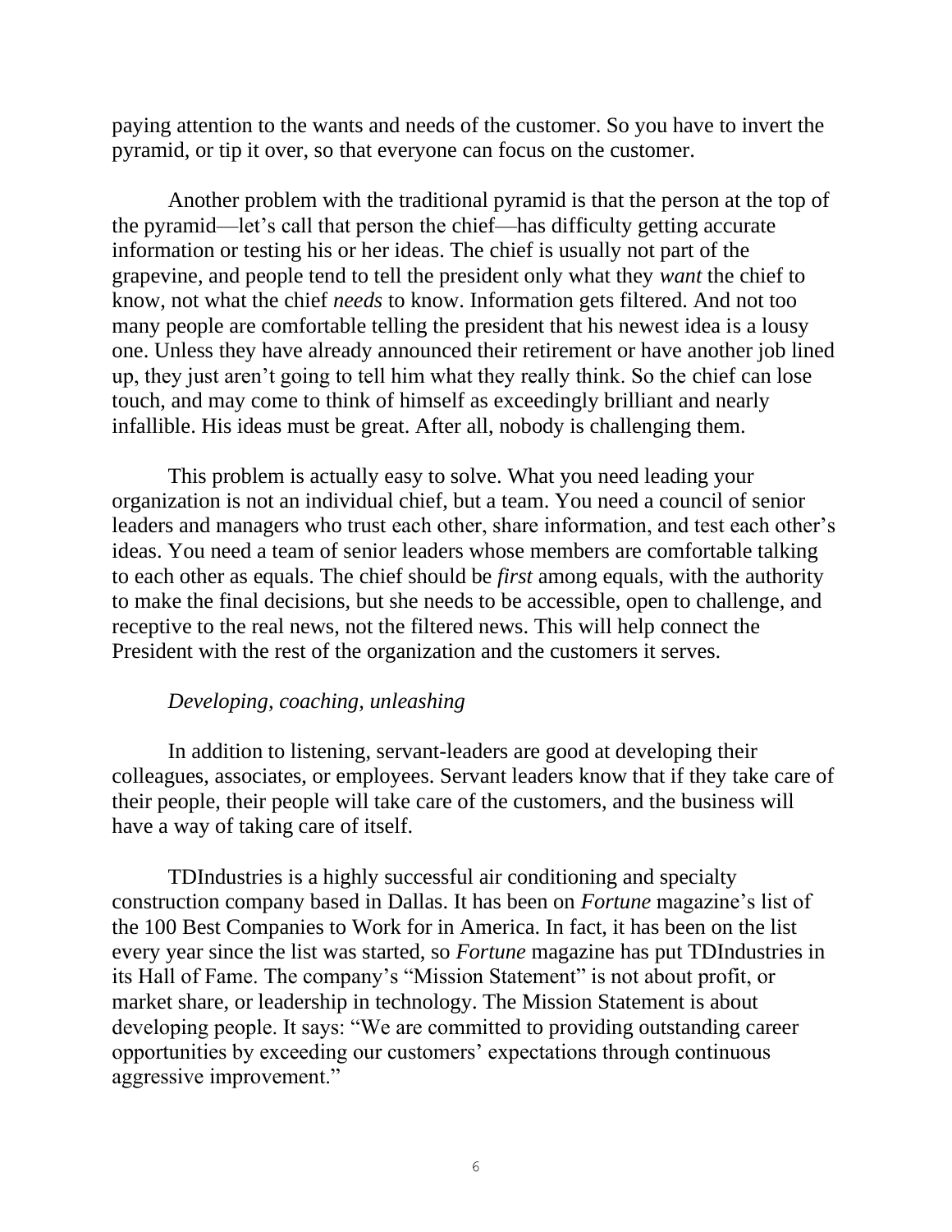paying attention to the wants and needs of the customer. So you have to invert the pyramid, or tip it over, so that everyone can focus on the customer.

Another problem with the traditional pyramid is that the person at the top of the pyramid—let's call that person the chief—has difficulty getting accurate information or testing his or her ideas. The chief is usually not part of the grapevine, and people tend to tell the president only what they *want* the chief to know, not what the chief *needs* to know. Information gets filtered. And not too many people are comfortable telling the president that his newest idea is a lousy one. Unless they have already announced their retirement or have another job lined up, they just aren't going to tell him what they really think. So the chief can lose touch, and may come to think of himself as exceedingly brilliant and nearly infallible. His ideas must be great. After all, nobody is challenging them.

This problem is actually easy to solve. What you need leading your organization is not an individual chief, but a team. You need a council of senior leaders and managers who trust each other, share information, and test each other's ideas. You need a team of senior leaders whose members are comfortable talking to each other as equals. The chief should be *first* among equals, with the authority to make the final decisions, but she needs to be accessible, open to challenge, and receptive to the real news, not the filtered news. This will help connect the President with the rest of the organization and the customers it serves.

*Developing, coaching, unleashing*

In addition to listening, servant-leaders are good at developing their colleagues, associates, or employees. Servant leaders know that if they take care of their people, their people will take care of the customers, and the business will have a way of taking care of itself.

TDIndustries is a highly successful air conditioning and specialty construction company based in Dallas. It has been on *Fortune* magazine's list of the 100 Best Companies to Work for in America. In fact, it has been on the list every year since the list was started, so *Fortune* magazine has put TDIndustries in its Hall of Fame. The company's "Mission Statement" is not about profit, or market share, or leadership in technology. The Mission Statement is about developing people. It says: "We are committed to providing outstanding career opportunities by exceeding our customers' expectations through continuous aggressive improvement."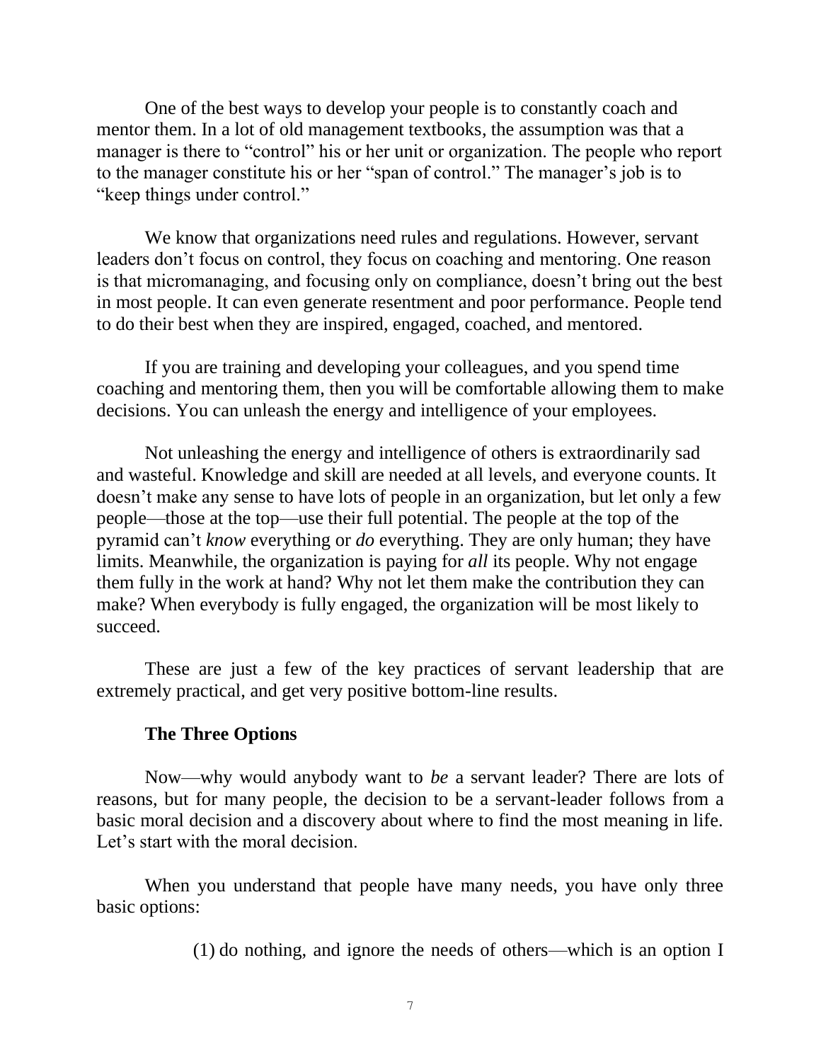One of the best ways to develop your people is to constantly coach and mentor them. In a lot of old management textbooks, the assumption was that a manager is there to "control" his or her unit or organization. The people who report to the manager constitute his or her "span of control." The manager's job is to "keep things under control."

We know that organizations need rules and regulations. However, servant leaders don't focus on control, they focus on coaching and mentoring. One reason is that micromanaging, and focusing only on compliance, doesn't bring out the best in most people. It can even generate resentment and poor performance. People tend to do their best when they are inspired, engaged, coached, and mentored.

If you are training and developing your colleagues, and you spend time coaching and mentoring them, then you will be comfortable allowing them to make decisions. You can unleash the energy and intelligence of your employees.

Not unleashing the energy and intelligence of others is extraordinarily sad and wasteful. Knowledge and skill are needed at all levels, and everyone counts. It doesn't make any sense to have lots of people in an organization, but let only a few people—those at the top—use their full potential. The people at the top of the pyramid can't *know* everything or *do* everything. They are only human; they have limits. Meanwhile, the organization is paying for *all* its people. Why not engage them fully in the work at hand? Why not let them make the contribution they can make? When everybody is fully engaged, the organization will be most likely to succeed.

These are just a few of the key practices of servant leadership that are extremely practical, and get very positive bottom-line results.

**The Three Options**

Now—why would anybody want to *be* a servant leader? There are lots of reasons, but for many people, the decision to be a servant-leader follows from a basic moral decision and a discovery about where to find the most meaning in life. Let's start with the moral decision.

When you understand that people have many needs, you have only three basic options:

(1) do nothing, and ignore the needs of others—which is an option I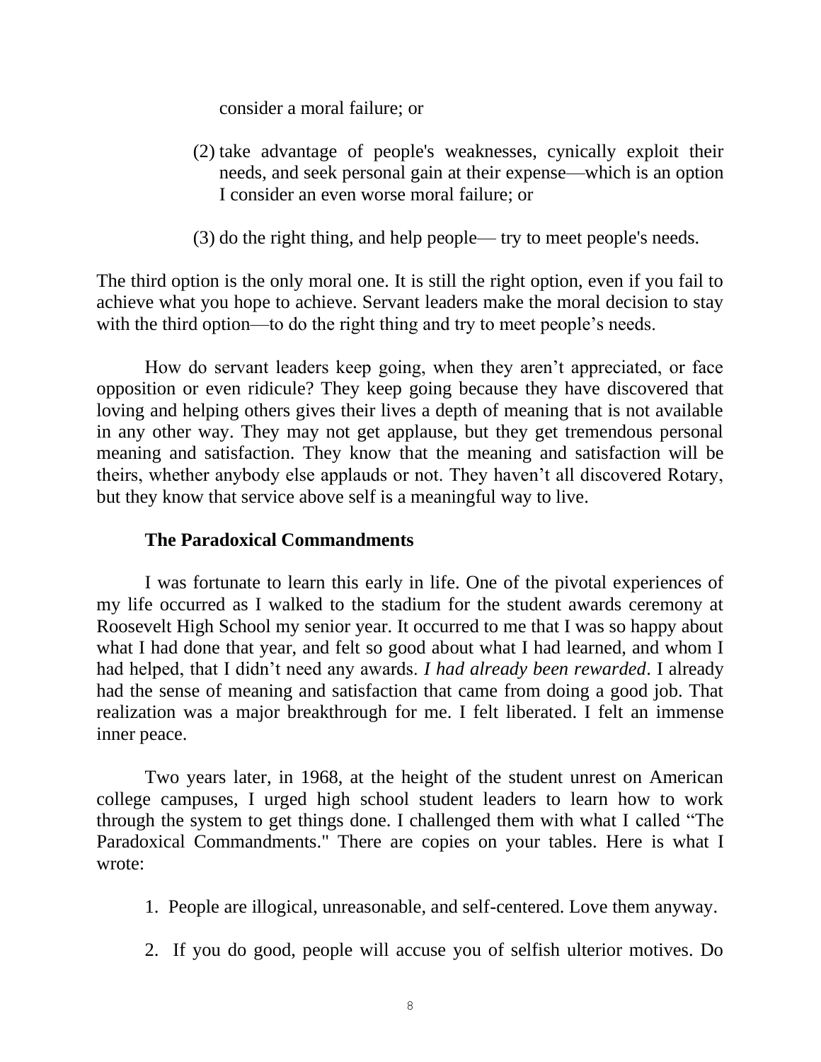consider a moral failure; or

(2) take advantage of people's weaknesses, cynically exploit their needs, and seek personal gain at their expense—which is an option I consider an even worse moral failure; or

(3) do the right thing, and help people— try to meet people's needs.

The third option is the only moral one. It is still the right option, even if you fail to achieve what you hope to achieve. Servant leaders make the moral decision to stay with the third option—to do the right thing and try to meet people's needs.

How do servant leaders keep going, when they aren't appreciated, or face opposition or even ridicule? They keep going because they have discovered that loving and helping others gives their lives a depth of meaning that is not available in any other way. They may not get applause, but they get tremendous personal meaning and satisfaction. They know that the meaning and satisfaction will be theirs, whether anybody else applauds or not. They haven't all discovered Rotary, but they know that service above self is a meaningful way to live.

### The Paradoxical Commandments

I was fortunate to learn this early in life. One of the pivotal experiences of my life occurred as I walked to the stadium for the student awards ceremony at Roosevelt High School my senior year. It occurred to me that I was so happy about what I had done that year, and felt so good about what I had learned, and whom I had helped, that I didn't need any awards. *I had already been rewarded*. I already had the sense of meaning and satisfaction that came from doing a good job. That realization was a major breakthrough for me. I felt liberated. I felt an immense inner peace.

Two years later, in 1968, at the height of the student unrest on American college campuses, I urged high school student leaders to learn how to work through the system to get things done. I challenged them with what I called "The Paradoxical Commandments." There are copies on your tables. Here is what I wrote:

1. People are illogical, unreasonable, and self-centered. Love them anyway.
2. If you do good, people will accuse you of selfish ulterior motives. Do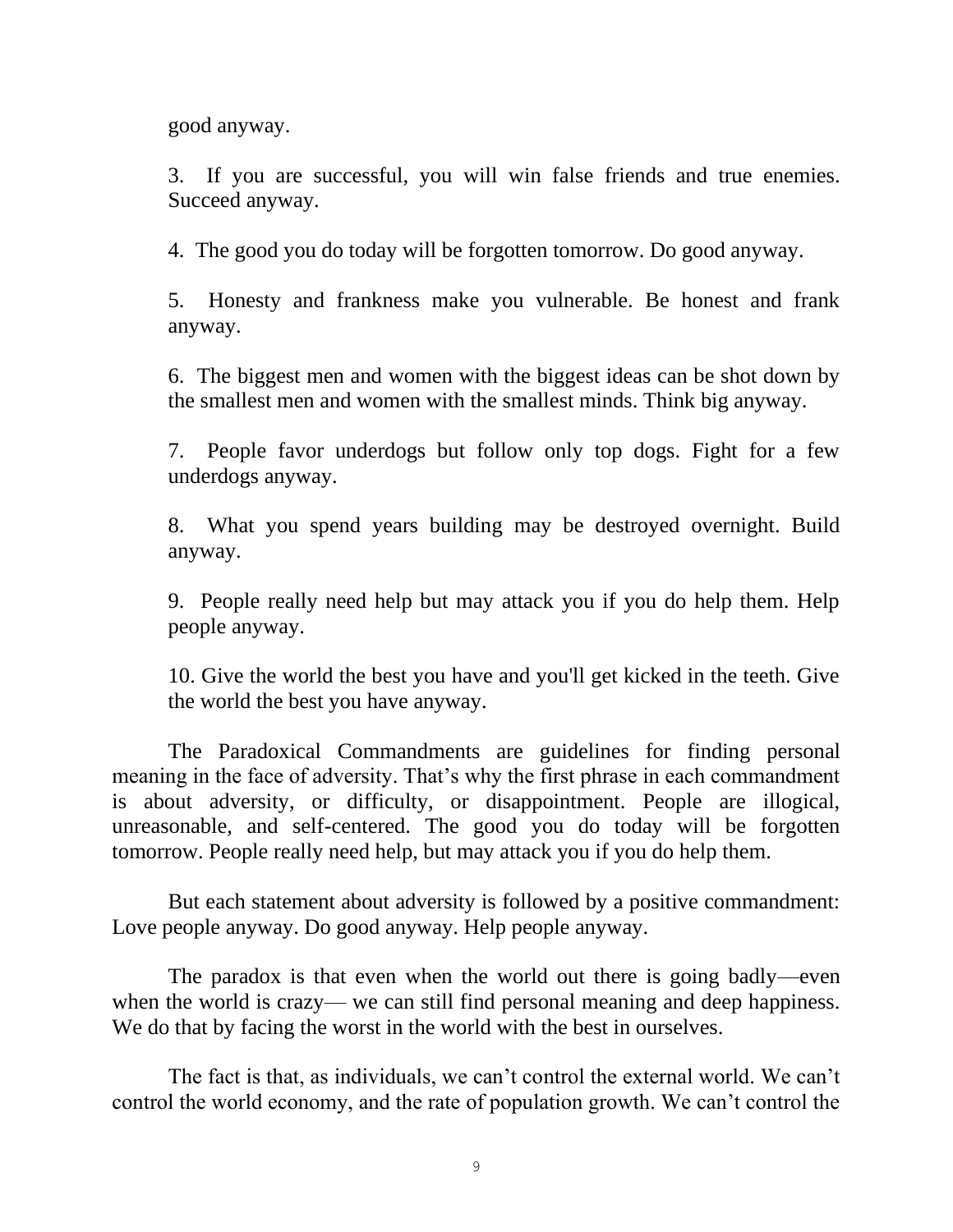good anyway.

3. If you are successful, you will win false friends and true enemies. Succeed anyway.

4. The good you do today will be forgotten tomorrow. Do good anyway.

5. Honesty and frankness make you vulnerable. Be honest and frank anyway.

6. The biggest men and women with the biggest ideas can be shot down by the smallest men and women with the smallest minds. Think big anyway.

7. People favor underdogs but follow only top dogs. Fight for a few underdogs anyway.

8. What you spend years building may be destroyed overnight. Build anyway.

9. People really need help but may attack you if you do help them. Help people anyway.

10. Give the world the best you have and you'll get kicked in the teeth. Give the world the best you have anyway.

The Paradoxical Commandments are guidelines for finding personal meaning in the face of adversity. That's why the first phrase in each commandment is about adversity, or difficulty, or disappointment. People are illogical, unreasonable, and self-centered. The good you do today will be forgotten tomorrow. People really need help, but may attack you if you do help them.

But each statement about adversity is followed by a positive commandment: Love people anyway. Do good anyway. Help people anyway.

The paradox is that even when the world out there is going badly—even when the world is crazy— we can still find personal meaning and deep happiness. We do that by facing the worst in the world with the best in ourselves.

The fact is that, as individuals, we can't control the external world. We can't control the world economy, and the rate of population growth. We can't control the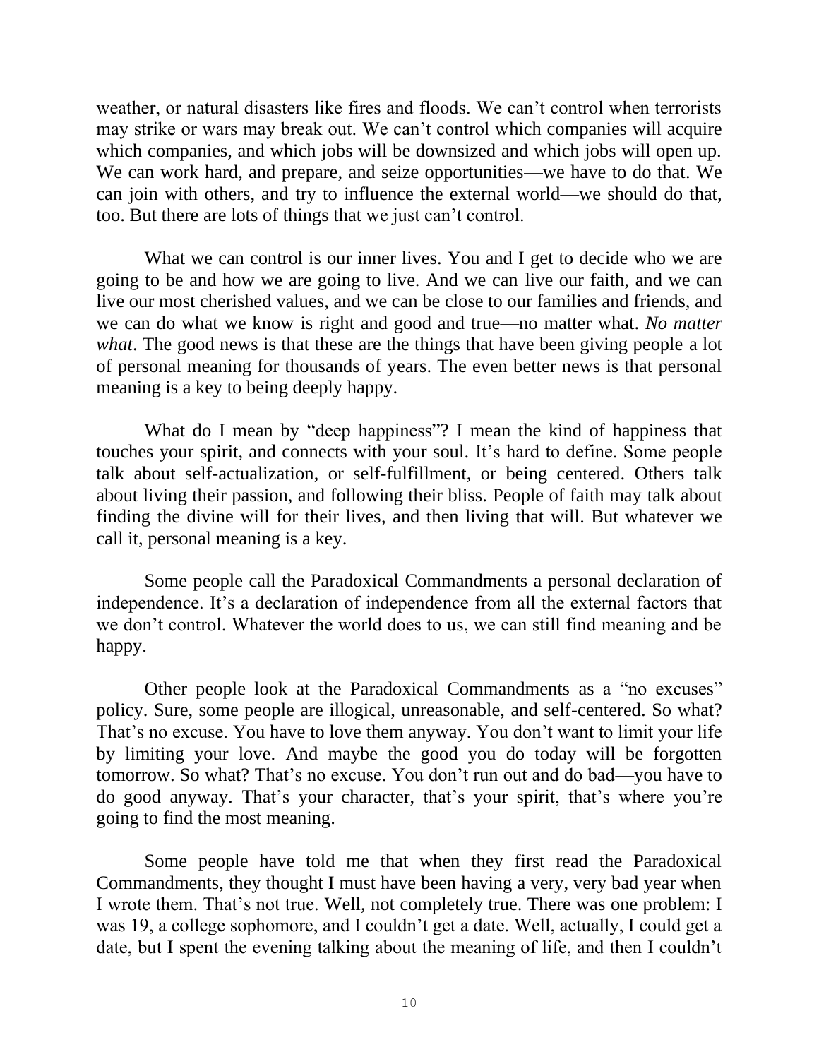weather, or natural disasters like fires and floods. We can't control when terrorists may strike or wars may break out. We can't control which companies will acquire which companies, and which jobs will be downsized and which jobs will open up. We can work hard, and prepare, and seize opportunities—we have to do that. We can join with others, and try to influence the external world—we should do that, too. But there are lots of things that we just can't control.

What we can control is our inner lives. You and I get to decide who we are going to be and how we are going to live. And we can live our faith, and we can live our most cherished values, and we can be close to our families and friends, and we can do what we know is right and good and true—no matter what. *No matter what*. The good news is that these are the things that have been giving people a lot of personal meaning for thousands of years. The even better news is that personal meaning is a key to being deeply happy.

What do I mean by "deep happiness"? I mean the kind of happiness that touches your spirit, and connects with your soul. It's hard to define. Some people talk about self-actualization, or self-fulfillment, or being centered. Others talk about living their passion, and following their bliss. People of faith may talk about finding the divine will for their lives, and then living that will. But whatever we call it, personal meaning is a key.

Some people call the Paradoxical Commandments a personal declaration of independence. It's a declaration of independence from all the external factors that we don't control. Whatever the world does to us, we can still find meaning and be happy.

Other people look at the Paradoxical Commandments as a "no excuses" policy. Sure, some people are illogical, unreasonable, and self-centered. So what? That's no excuse. You have to love them anyway. You don't want to limit your life by limiting your love. And maybe the good you do today will be forgotten tomorrow. So what? That's no excuse. You don't run out and do bad—you have to do good anyway. That's your character, that's your spirit, that's where you're going to find the most meaning.

Some people have told me that when they first read the Paradoxical Commandments, they thought I must have been having a very, very bad year when I wrote them. That's not true. Well, not completely true. There was one problem: I was 19, a college sophomore, and I couldn't get a date. Well, actually, I could get a date, but I spent the evening talking about the meaning of life, and then I couldn't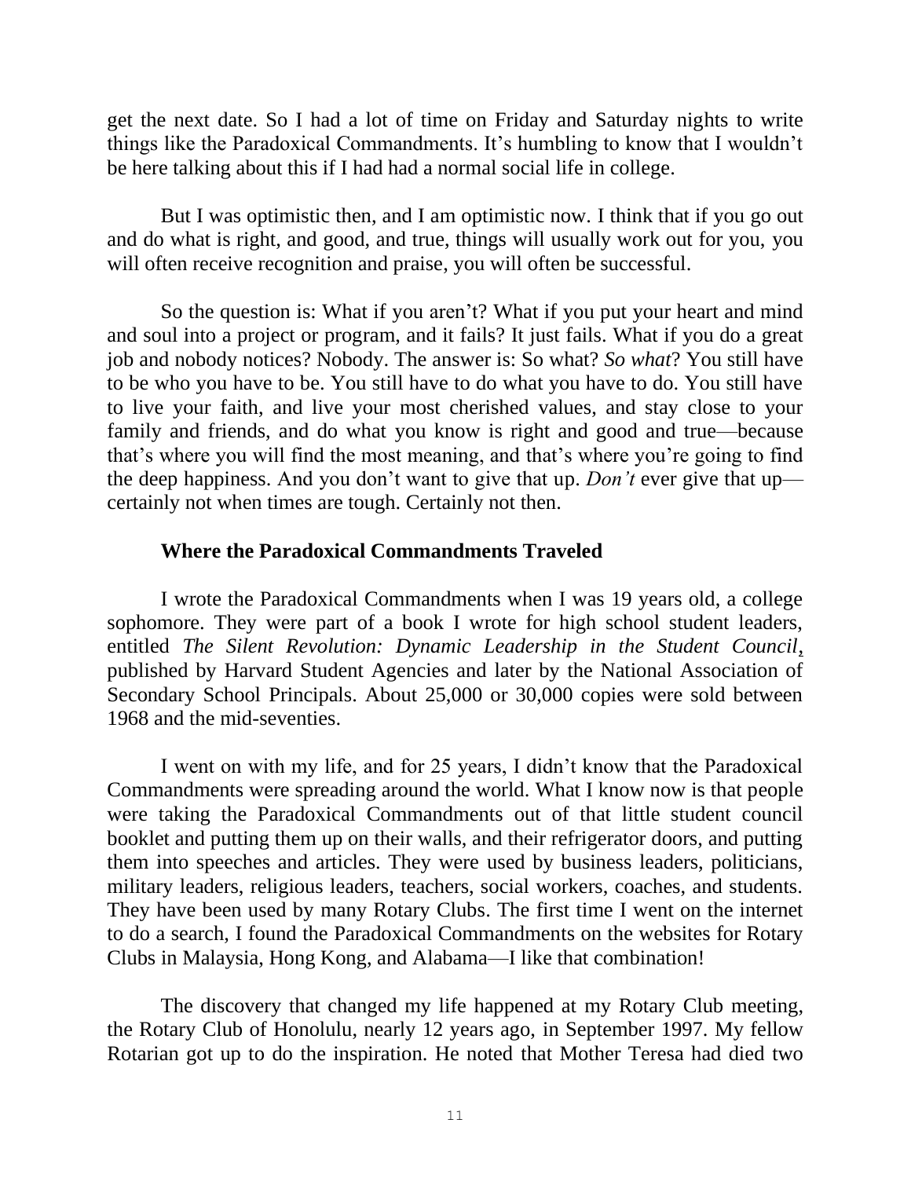get the next date. So I had a lot of time on Friday and Saturday nights to write things like the Paradoxical Commandments. It's humbling to know that I wouldn't be here talking about this if I had had a normal social life in college.

But I was optimistic then, and I am optimistic now. I think that if you go out and do what is right, and good, and true, things will usually work out for you, you will often receive recognition and praise, you will often be successful.

So the question is: What if you aren't? What if you put your heart and mind and soul into a project or program, and it fails? It just fails. What if you do a great job and nobody notices? Nobody. The answer is: So what? *So what*? You still have to be who you have to be. You still have to do what you have to do. You still have to live your faith, and live your most cherished values, and stay close to your family and friends, and do what you know is right and good and true—because that's where you will find the most meaning, and that's where you're going to find the deep happiness. And you don't want to give that up. *Don't* ever give that up—certainly not when times are tough. Certainly not then.

### Where the Paradoxical Commandments Traveled

I wrote the Paradoxical Commandments when I was 19 years old, a college sophomore. They were part of a book I wrote for high school student leaders, entitled *The Silent Revolution: Dynamic Leadership in the Student Council*, published by Harvard Student Agencies and later by the National Association of Secondary School Principals. About 25,000 or 30,000 copies were sold between 1968 and the mid-seventies.

I went on with my life, and for 25 years, I didn't know that the Paradoxical Commandments were spreading around the world. What I know now is that people were taking the Paradoxical Commandments out of that little student council booklet and putting them up on their walls, and their refrigerator doors, and putting them into speeches and articles. They were used by business leaders, politicians, military leaders, religious leaders, teachers, social workers, coaches, and students. They have been used by many Rotary Clubs. The first time I went on the internet to do a search, I found the Paradoxical Commandments on the websites for Rotary Clubs in Malaysia, Hong Kong, and Alabama—I like that combination!

The discovery that changed my life happened at my Rotary Club meeting, the Rotary Club of Honolulu, nearly 12 years ago, in September 1997. My fellow Rotarian got up to do the inspiration. He noted that Mother Teresa had died two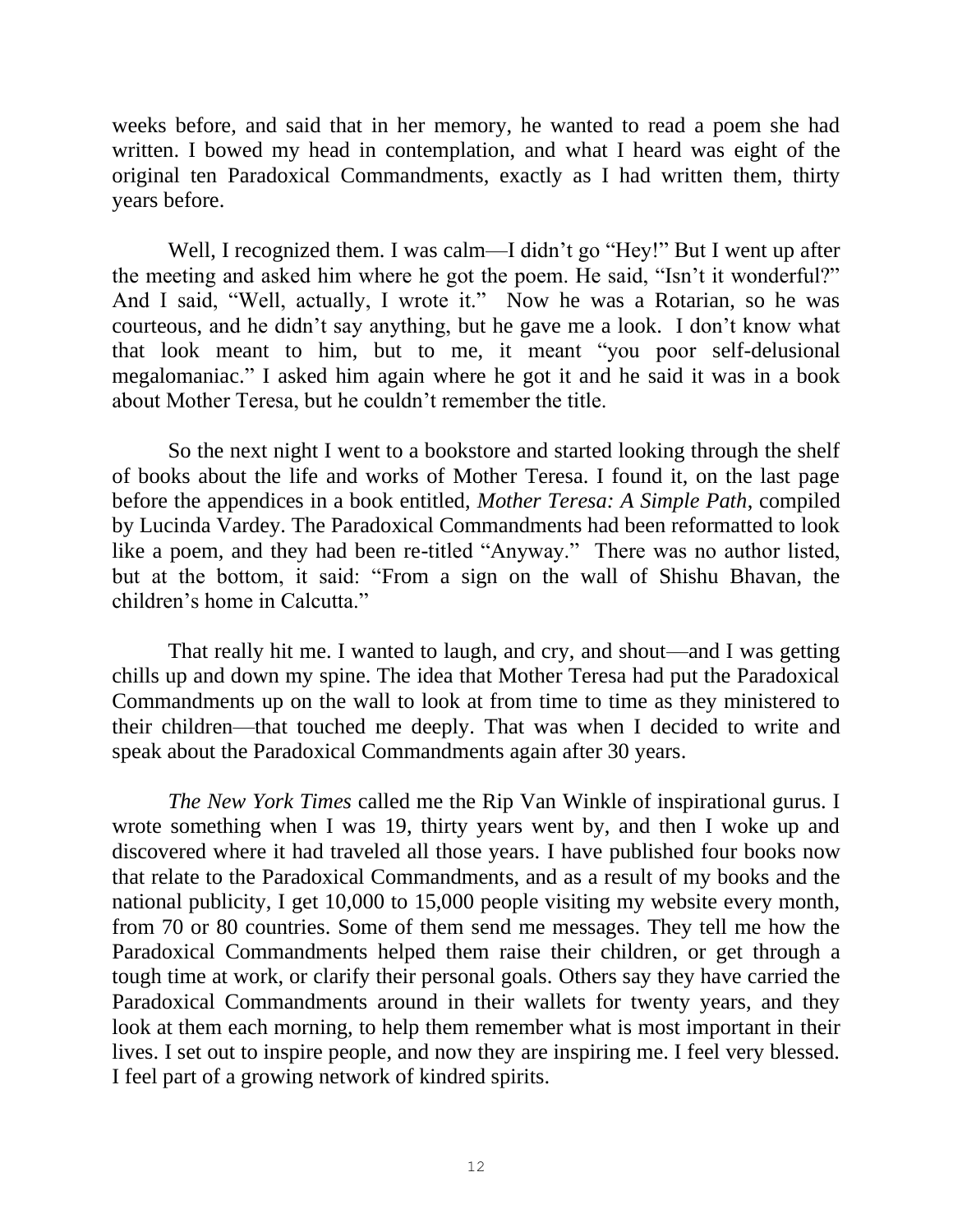weeks before, and said that in her memory, he wanted to read a poem she had written. I bowed my head in contemplation, and what I heard was eight of the original ten Paradoxical Commandments, exactly as I had written them, thirty years before.

Well, I recognized them. I was calm—I didn't go "Hey!" But I went up after the meeting and asked him where he got the poem. He said, "Isn't it wonderful?" And I said, "Well, actually, I wrote it." Now he was a Rotarian, so he was courteous, and he didn't say anything, but he gave me a look. I don't know what that look meant to him, but to me, it meant "you poor self-delusional megalomaniac." I asked him again where he got it and he said it was in a book about Mother Teresa, but he couldn't remember the title.

So the next night I went to a bookstore and started looking through the shelf of books about the life and works of Mother Teresa. I found it, on the last page before the appendices in a book entitled, *Mother Teresa: A Simple Path*, compiled by Lucinda Vardey. The Paradoxical Commandments had been reformatted to look like a poem, and they had been re-titled "Anyway." There was no author listed, but at the bottom, it said: "From a sign on the wall of Shishu Bhavan, the children's home in Calcutta."

That really hit me. I wanted to laugh, and cry, and shout—and I was getting chills up and down my spine. The idea that Mother Teresa had put the Paradoxical Commandments up on the wall to look at from time to time as they ministered to their children—that touched me deeply. That was when I decided to write and speak about the Paradoxical Commandments again after 30 years.

*The New York Times* called me the Rip Van Winkle of inspirational gurus. I wrote something when I was 19, thirty years went by, and then I woke up and discovered where it had traveled all those years. I have published four books now that relate to the Paradoxical Commandments, and as a result of my books and the national publicity, I get 10,000 to 15,000 people visiting my website every month, from 70 or 80 countries. Some of them send me messages. They tell me how the Paradoxical Commandments helped them raise their children, or get through a tough time at work, or clarify their personal goals. Others say they have carried the Paradoxical Commandments around in their wallets for twenty years, and they look at them each morning, to help them remember what is most important in their lives. I set out to inspire people, and now they are inspiring me. I feel very blessed. I feel part of a growing network of kindred spirits.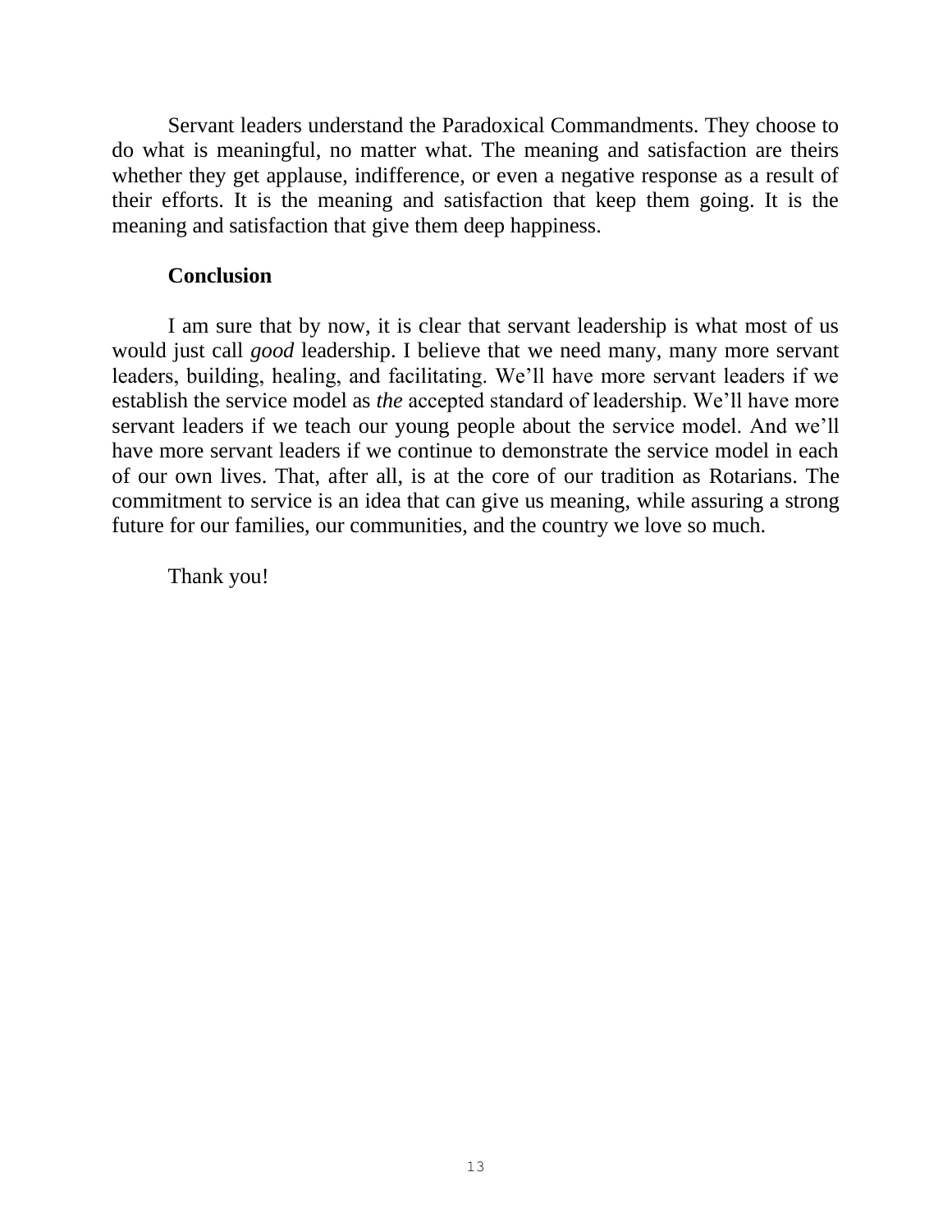Servant leaders understand the Paradoxical Commandments. They choose to do what is meaningful, no matter what. The meaning and satisfaction are theirs whether they get applause, indifference, or even a negative response as a result of their efforts. It is the meaning and satisfaction that keep them going. It is the meaning and satisfaction that give them deep happiness.

## Conclusion

I am sure that by now, it is clear that servant leadership is what most of us would just call *good* leadership. I believe that we need many, many more servant leaders, building, healing, and facilitating. We'll have more servant leaders if we establish the service model as *the* accepted standard of leadership. We'll have more servant leaders if we teach our young people about the service model. And we'll have more servant leaders if we continue to demonstrate the service model in each of our own lives. That, after all, is at the core of our tradition as Rotarians. The commitment to service is an idea that can give us meaning, while assuring a strong future for our families, our communities, and the country we love so much.

Thank you!